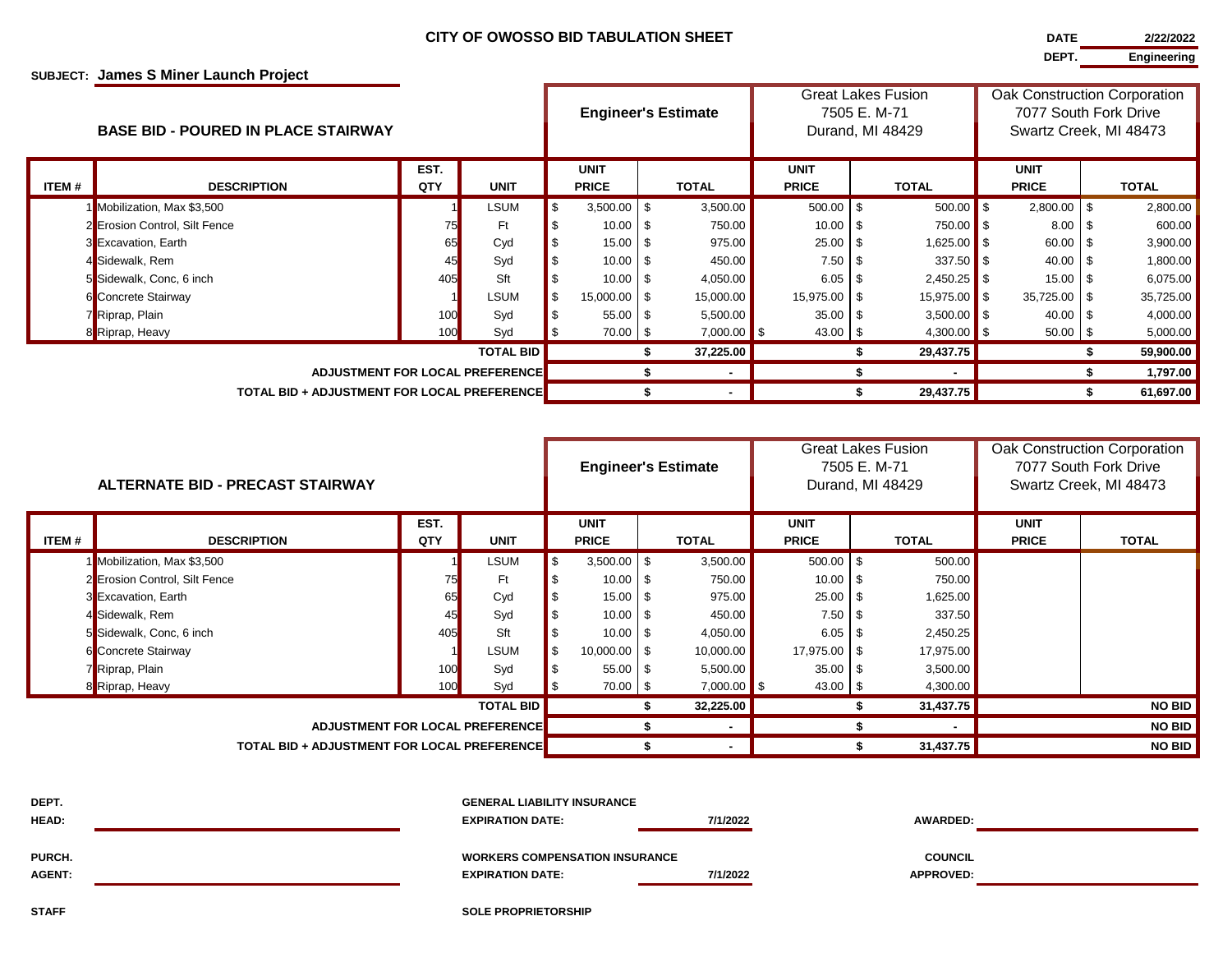# CITY OF OWOSSO BID TABULATION SHEET

**DATE** 2/22/2022

**DEPT.** Engineering

**SUBJECT:** James S Miner Launch Project

## BASE BID - POURED IN PLACE STAIRWAY

| ITEM # | DESCRIPTION | EST. QTY | UNIT | Engineer's Estimate UNIT PRICE | Engineer's Estimate TOTAL | Great Lakes Fusion, 7505 E. M-71, Durand, MI 48429 UNIT PRICE | Great Lakes Fusion TOTAL | Oak Construction Corporation, 7077 South Fork Drive, Swartz Creek, MI 48473 UNIT PRICE | Oak Construction Corporation TOTAL |
|---|---|---|---|---|---|---|---|---|---|
| 1 | Mobilization, Max $3,500 | 1 | LSUM | $ 3,500.00 | $ 3,500.00 | 500.00 | $ 500.00 | $ 2,800.00 | $ 2,800.00 |
| 2 | Erosion Control, Silt Fence | 75 | Ft | $ 10.00 | $ 750.00 | 10.00 | $ 750.00 | $ 8.00 | $ 600.00 |
| 3 | Excavation, Earth | 65 | Cyd | $ 15.00 | $ 975.00 | 25.00 | $ 1,625.00 | $ 60.00 | $ 3,900.00 |
| 4 | Sidewalk, Rem | 45 | Syd | $ 10.00 | $ 450.00 | 7.50 | $ 337.50 | $ 40.00 | $ 1,800.00 |
| 5 | Sidewalk, Conc, 6 inch | 405 | Sft | $ 10.00 | $ 4,050.00 | 6.05 | $ 2,450.25 | $ 15.00 | $ 6,075.00 |
| 6 | Concrete Stairway | 1 | LSUM | $ 15,000.00 | $ 15,000.00 | 15,975.00 | $ 15,975.00 | $ 35,725.00 | $ 35,725.00 |
| 7 | Riprap, Plain | 100 | Syd | $ 55.00 | $ 5,500.00 | 35.00 | $ 3,500.00 | $ 40.00 | $ 4,000.00 |
| 8 | Riprap, Heavy | 100 | Syd | $ 70.00 | $ 7,000.00 | $ 43.00 | $ 4,300.00 | $ 50.00 | $ 5,000.00 |
| | | | **TOTAL BID** | | **$ 37,225.00** | | **$ 29,437.75** | | **$ 59,900.00** |
| | **ADJUSTMENT FOR LOCAL PREFERENCE** | | | | **$ -** | | **$ -** | | **$ 1,797.00** |
| | **TOTAL BID + ADJUSTMENT FOR LOCAL PREFERENCE** | | | | **$ -** | | **$ 29,437.75** | | **$ 61,697.00** |

## ALTERNATE BID - PRECAST STAIRWAY

| ITEM # | DESCRIPTION | EST. QTY | UNIT | Engineer's Estimate UNIT PRICE | Engineer's Estimate TOTAL | Great Lakes Fusion, 7505 E. M-71, Durand, MI 48429 UNIT PRICE | Great Lakes Fusion TOTAL | Oak Construction Corporation, 7077 South Fork Drive, Swartz Creek, MI 48473 UNIT PRICE | Oak Construction Corporation TOTAL |
|---|---|---|---|---|---|---|---|---|---|
| 1 | Mobilization, Max $3,500 | 1 | LSUM | $ 3,500.00 | $ 3,500.00 | 500.00 | $ 500.00 | | |
| 2 | Erosion Control, Silt Fence | 75 | Ft | $ 10.00 | $ 750.00 | 10.00 | $ 750.00 | | |
| 3 | Excavation, Earth | 65 | Cyd | $ 15.00 | $ 975.00 | 25.00 | $ 1,625.00 | | |
| 4 | Sidewalk, Rem | 45 | Syd | $ 10.00 | $ 450.00 | 7.50 | $ 337.50 | | |
| 5 | Sidewalk, Conc, 6 inch | 405 | Sft | $ 10.00 | $ 4,050.00 | 6.05 | $ 2,450.25 | | |
| 6 | Concrete Stairway | 1 | LSUM | $ 10,000.00 | $ 10,000.00 | 17,975.00 | $ 17,975.00 | | |
| 7 | Riprap, Plain | 100 | Syd | $ 55.00 | $ 5,500.00 | 35.00 | $ 3,500.00 | | |
| 8 | Riprap, Heavy | 100 | Syd | $ 70.00 | $ 7,000.00 | $ 43.00 | $ 4,300.00 | | |
| | | | **TOTAL BID** | | **$ 32,225.00** | | **$ 31,437.75** | | **NO BID** |
| | **ADJUSTMENT FOR LOCAL PREFERENCE** | | | | **$ -** | | **$ -** | | **NO BID** |
| | **TOTAL BID + ADJUSTMENT FOR LOCAL PREFERENCE** | | | | **$ -** | | **$ 31,437.75** | | **NO BID** |

**DEPT. HEAD:** ______________________

**GENERAL LIABILITY INSURANCE EXPIRATION DATE:** 7/1/2022

**AWARDED:** ______________________

**PURCH. AGENT:** ______________________

**WORKERS COMPENSATION INSURANCE EXPIRATION DATE:** 7/1/2022

**COUNCIL APPROVED:** ______________________

**STAFF**

**SOLE PROPRIETORSHIP**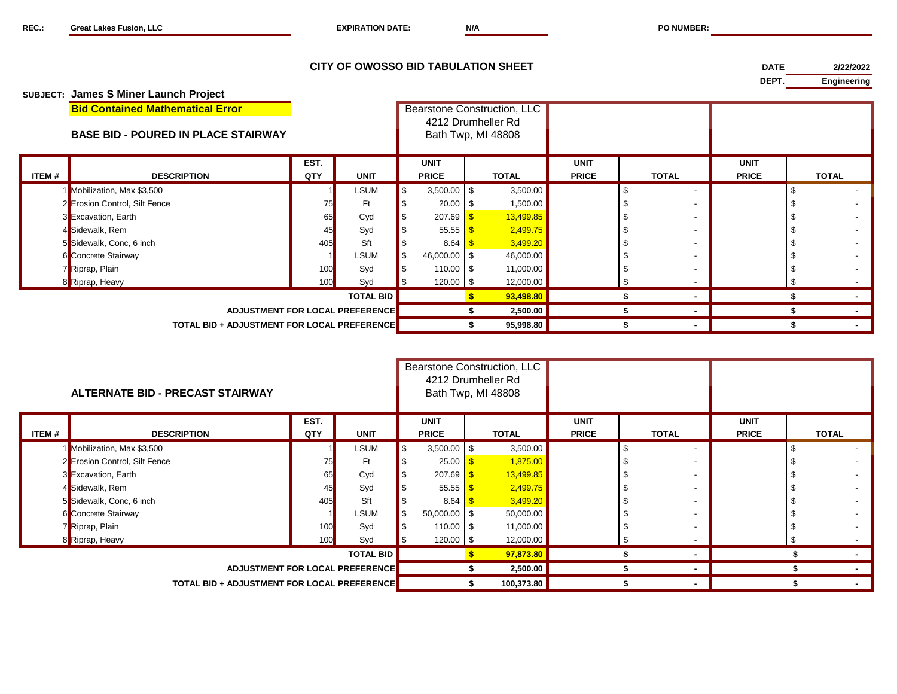**REC.:** Great Lakes Fusion, LLC **EXPIRATION DATE:** N/A **PO NUMBER:**

## CITY OF OWOSSO BID TABULATION SHEET

**DATE** 2/22/2022
**DEPT.** Engineering

**SUBJECT: James S Miner Launch Project**

**Bid Contained Mathematical Error**

### BASE BID - POURED IN PLACE STAIRWAY

| | | | | Bearstone Construction, LLC 4212 Drumheller Rd Bath Twp, MI 48808 | | | | | |
|---|---|---|---|---|---|---|---|---|---|
| ITEM # | DESCRIPTION | EST. QTY | UNIT | UNIT PRICE | TOTAL | UNIT PRICE | TOTAL | UNIT PRICE | TOTAL |
| 1 | Mobilization, Max $3,500 | 1 | LSUM | $ 3,500.00 | $ 3,500.00 | | $ - | | $ - |
| 2 | Erosion Control, Silt Fence | 75 | Ft | $ 20.00 | $ 1,500.00 | | $ - | | $ - |
| 3 | Excavation, Earth | 65 | Cyd | $ 207.69 | $ 13,499.85 | | $ - | | $ - |
| 4 | Sidewalk, Rem | 45 | Syd | $ 55.55 | $ 2,499.75 | | $ - | | $ - |
| 5 | Sidewalk, Conc, 6 inch | 405 | Sft | $ 8.64 | $ 3,499.20 | | $ - | | $ - |
| 6 | Concrete Stairway | 1 | LSUM | $ 46,000.00 | $ 46,000.00 | | $ - | | $ - |
| 7 | Riprap, Plain | 100 | Syd | $ 110.00 | $ 11,000.00 | | $ - | | $ - |
| 8 | Riprap, Heavy | 100 | Syd | $ 120.00 | $ 12,000.00 | | $ - | | $ - |
| | | | **TOTAL BID** | | **$ 93,498.80** | | **$ -** | | **$ -** |
| | **ADJUSTMENT FOR LOCAL PREFERENCE** | | | | **$ 2,500.00** | | **$ -** | | **$ -** |
| | **TOTAL BID + ADJUSTMENT FOR LOCAL PREFERENCE** | | | | **$ 95,998.80** | | **$ -** | | **$ -** |

### ALTERNATE BID - PRECAST STAIRWAY

| | | | | Bearstone Construction, LLC 4212 Drumheller Rd Bath Twp, MI 48808 | | | | | |
|---|---|---|---|---|---|---|---|---|---|
| ITEM # | DESCRIPTION | EST. QTY | UNIT | UNIT PRICE | TOTAL | UNIT PRICE | TOTAL | UNIT PRICE | TOTAL |
| 1 | Mobilization, Max $3,500 | 1 | LSUM | $ 3,500.00 | $ 3,500.00 | | $ - | | $ - |
| 2 | Erosion Control, Silt Fence | 75 | Ft | $ 25.00 | $ 1,875.00 | | $ - | | $ - |
| 3 | Excavation, Earth | 65 | Cyd | $ 207.69 | $ 13,499.85 | | $ - | | $ - |
| 4 | Sidewalk, Rem | 45 | Syd | $ 55.55 | $ 2,499.75 | | $ - | | $ - |
| 5 | Sidewalk, Conc, 6 inch | 405 | Sft | $ 8.64 | $ 3,499.20 | | $ - | | $ - |
| 6 | Concrete Stairway | 1 | LSUM | $ 50,000.00 | $ 50,000.00 | | $ - | | $ - |
| 7 | Riprap, Plain | 100 | Syd | $ 110.00 | $ 11,000.00 | | $ - | | $ - |
| 8 | Riprap, Heavy | 100 | Syd | $ 120.00 | $ 12,000.00 | | $ - | | $ - |
| | | | **TOTAL BID** | | **$ 97,873.80** | | **$ -** | | **$ -** |
| | **ADJUSTMENT FOR LOCAL PREFERENCE** | | | | **$ 2,500.00** | | **$ -** | | **$ -** |
| | **TOTAL BID + ADJUSTMENT FOR LOCAL PREFERENCE** | | | | **$ 100,373.80** | | **$ -** | | **$ -** |